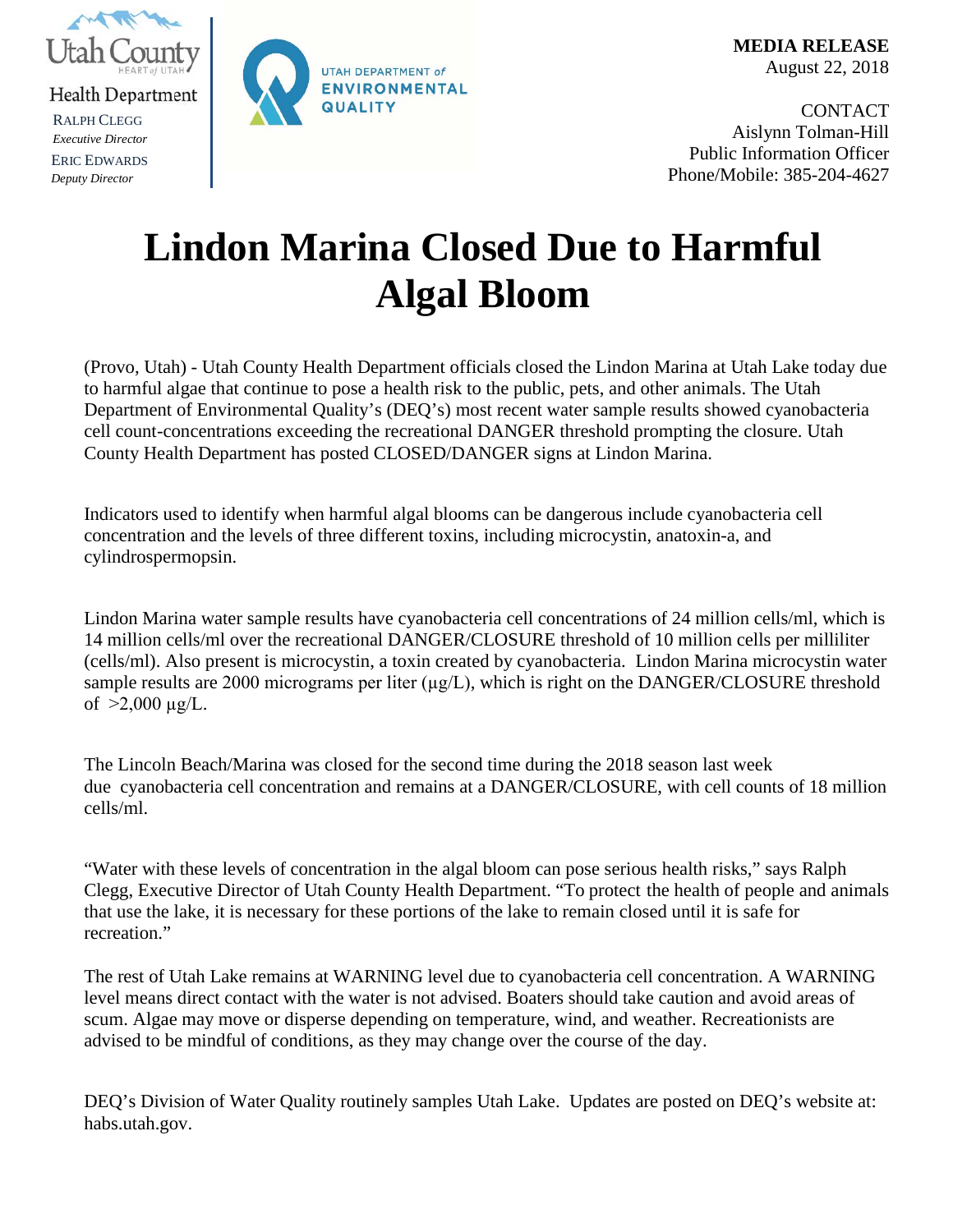Utah County

Health Department

RALPH CLEGG
*Executive Director*

ERIC EDWARDS
*Deputy Director*

UTAH DEPARTMENT *of* ENVIRONMENTAL QUALITY

**MEDIA RELEASE**
August 22, 2018

CONTACT
Aislynn Tolman-Hill
Public Information Officer
Phone/Mobile: 385-204-4627

# Lindon Marina Closed Due to Harmful Algal Bloom

(Provo, Utah) - Utah County Health Department officials closed the Lindon Marina at Utah Lake today due to harmful algae that continue to pose a health risk to the public, pets, and other animals. The Utah Department of Environmental Quality's (DEQ's) most recent water sample results showed cyanobacteria cell count-concentrations exceeding the recreational DANGER threshold prompting the closure. Utah County Health Department has posted CLOSED/DANGER signs at Lindon Marina.

Indicators used to identify when harmful algal blooms can be dangerous include cyanobacteria cell concentration and the levels of three different toxins, including microcystin, anatoxin-a, and cylindrospermopsin.

Lindon Marina water sample results have cyanobacteria cell concentrations of 24 million cells/ml, which is 14 million cells/ml over the recreational DANGER/CLOSURE threshold of 10 million cells per milliliter (cells/ml). Also present is microcystin, a toxin created by cyanobacteria. Lindon Marina microcystin water sample results are 2000 micrograms per liter (µg/L), which is right on the DANGER/CLOSURE threshold of >2,000 µg/L.

The Lincoln Beach/Marina was closed for the second time during the 2018 season last week due cyanobacteria cell concentration and remains at a DANGER/CLOSURE, with cell counts of 18 million cells/ml.

"Water with these levels of concentration in the algal bloom can pose serious health risks," says Ralph Clegg, Executive Director of Utah County Health Department. "To protect the health of people and animals that use the lake, it is necessary for these portions of the lake to remain closed until it is safe for recreation."

The rest of Utah Lake remains at WARNING level due to cyanobacteria cell concentration. A WARNING level means direct contact with the water is not advised. Boaters should take caution and avoid areas of scum. Algae may move or disperse depending on temperature, wind, and weather. Recreationists are advised to be mindful of conditions, as they may change over the course of the day.

DEQ's Division of Water Quality routinely samples Utah Lake. Updates are posted on DEQ's website at: habs.utah.gov.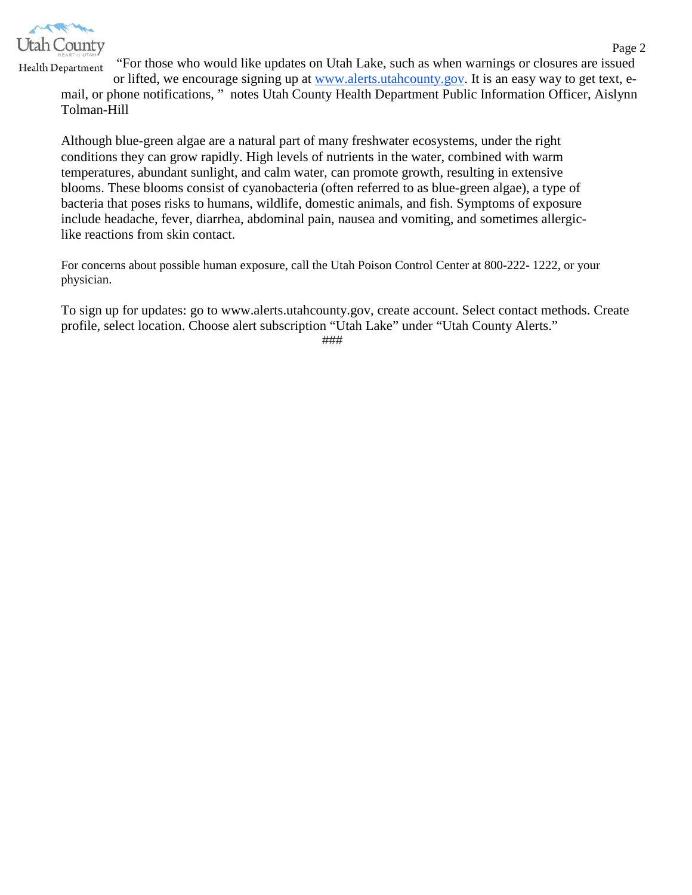"For those who would like updates on Utah Lake, such as when warnings or closures are issued or lifted, we encourage signing up at [www.alerts.utahcounty.gov](http://www.alerts.utahcounty.gov). It is an easy way to get text, e-mail, or phone notifications, " notes Utah County Health Department Public Information Officer, Aislynn Tolman-Hill

Although blue-green algae are a natural part of many freshwater ecosystems, under the right conditions they can grow rapidly. High levels of nutrients in the water, combined with warm temperatures, abundant sunlight, and calm water, can promote growth, resulting in extensive blooms. These blooms consist of cyanobacteria (often referred to as blue-green algae), a type of bacteria that poses risks to humans, wildlife, domestic animals, and fish. Symptoms of exposure include headache, fever, diarrhea, abdominal pain, nausea and vomiting, and sometimes allergic-like reactions from skin contact.

For concerns about possible human exposure, call the Utah Poison Control Center at 800-222- 1222, or your physician.

To sign up for updates: go to www.alerts.utahcounty.gov, create account. Select contact methods. Create profile, select location. Choose alert subscription "Utah Lake" under "Utah County Alerts."

###